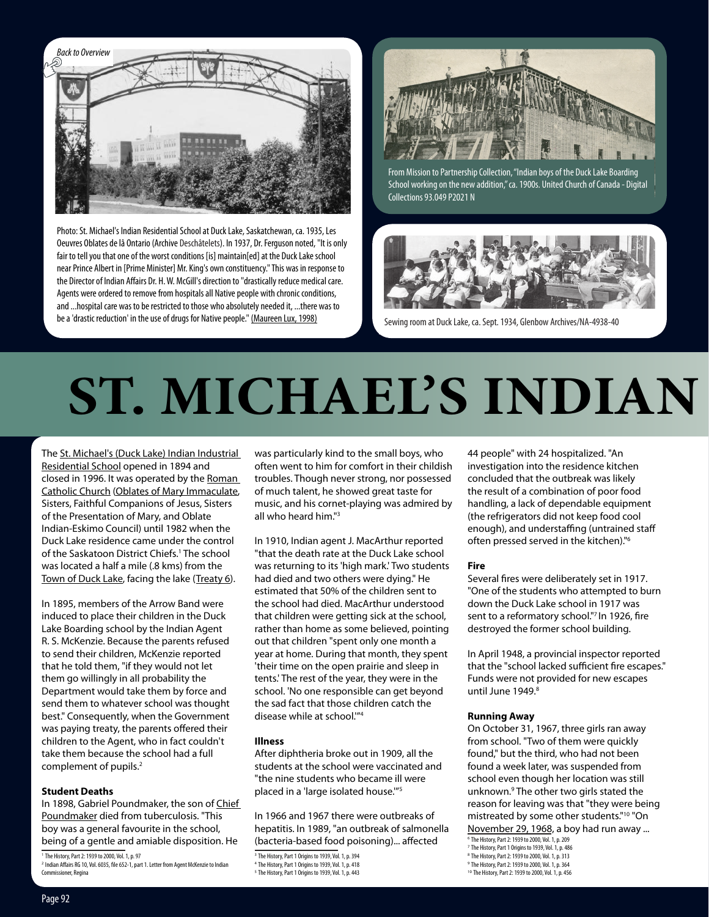Back to Overview

Photo: St. Michael's Indian Residential School at Duck Lake, Saskatchewan, ca. 1935, Les Oeuvres Oblates de lâ Ontario (Archive Deschâtelets). In 1937, Dr. Ferguson noted, "It is only fair to tell you that one of the worst conditions [is] maintain[ed] at the Duck Lake school near Prince Albert in [Prime Minister] Mr. King's own constituency." This was in response to the Director of Indian Affairs Dr. H. W. McGill's direction to "drastically reduce medical care. Agents were ordered to remove from hospitals all Native people with chronic conditions, and ...hospital care was to be restricted to those who absolutely needed it, ...there was to be a 'drastic reduction' in the use of drugs for Native people." (Maureen Lux, 1998)

From Mission to Partnership Collection, "Indian boys of the Duck Lake Boarding School working on the new addition," ca. 1900s. United Church of Canada - Digital Collections 93.049 P2021 N

Sewing room at Duck Lake, ca. Sept. 1934, Glenbow Archives/NA-4938-40

# ST. MICHAEL'S INDIAN

The St. Michael's (Duck Lake) Indian Industrial Residential School opened in 1894 and closed in 1996. It was operated by the Roman Catholic Church (Oblates of Mary Immaculate, Sisters, Faithful Companions of Jesus, Sisters of the Presentation of Mary, and Oblate Indian-Eskimo Council) until 1982 when the Duck Lake residence came under the control of the Saskatoon District Chiefs.[1] The school was located a half a mile (.8 kms) from the Town of Duck Lake, facing the lake (Treaty 6).

In 1895, members of the Arrow Band were induced to place their children in the Duck Lake Boarding school by the Indian Agent R. S. McKenzie. Because the parents refused to send their children, McKenzie reported that he told them, "if they would not let them go willingly in all probability the Department would take them by force and send them to whatever school was thought best." Consequently, when the Government was paying treaty, the parents offered their children to the Agent, who in fact couldn't take them because the school had a full complement of pupils.[2]

### Student Deaths

In 1898, Gabriel Poundmaker, the son of Chief Poundmaker died from tuberculosis. "This boy was a general favourite in the school, being of a gentle and amiable disposition. He was particularly kind to the small boys, who often went to him for comfort in their childish troubles. Though never strong, nor possessed of much talent, he showed great taste for music, and his cornet-playing was admired by all who heard him."[3]

In 1910, Indian agent J. MacArthur reported "that the death rate at the Duck Lake school was returning to its 'high mark.' Two students had died and two others were dying." He estimated that 50% of the children sent to the school had died. MacArthur understood that children were getting sick at the school, rather than home as some believed, pointing out that children "spent only one month a year at home. During that month, they spent 'their time on the open prairie and sleep in tents.' The rest of the year, they were in the school. 'No one responsible can get beyond the sad fact that those children catch the disease while at school.'"[4]

### Illness

After diphtheria broke out in 1909, all the students at the school were vaccinated and "the nine students who became ill were placed in a 'large isolated house.'"[5]

In 1966 and 1967 there were outbreaks of hepatitis. In 1989, "an outbreak of salmonella (bacteria-based food poisoning)... affected 44 people" with 24 hospitalized. "An investigation into the residence kitchen concluded that the outbreak was likely the result of a combination of poor food handling, a lack of dependable equipment (the refrigerators did not keep food cool enough), and understaffing (untrained staff often pressed served in the kitchen)."[6]

### Fire

Several fires were deliberately set in 1917. "One of the students who attempted to burn down the Duck Lake school in 1917 was sent to a reformatory school."[7] In 1926, fire destroyed the former school building.

In April 1948, a provincial inspector reported that the "school lacked sufficient fire escapes." Funds were not provided for new escapes until June 1949.[8]

### Running Away

On October 31, 1967, three girls ran away from school. "Two of them were quickly found," but the third, who had not been found a week later, was suspended from school even though her location was still unknown.[9] The other two girls stated the reason for leaving was that "they were being mistreated by some other students."[10] "On November 29, 1968, a boy had run away ...

[1] The History, Part 2: 1939 to 2000, Vol. 1, p. 97
[2] Indian Affairs RG 10, Vol. 6035, file 652-1, part 1. Letter from Agent McKenzie to Indian Commissioner, Regina
[3] The History, Part 1 Origins to 1939, Vol. 1, p. 394
[4] The History, Part 1 Origins to 1939, Vol. 1, p. 418
[5] The History, Part 1 Origins to 1939, Vol. 1, p. 443
[6] The History, Part 2: 1939 to 2000, Vol. 1, p. 209
[7] The History, Part 1 Origins to 1939, Vol. 1, p. 486
[8] The History, Part 2: 1939 to 2000, Vol. 1, p. 313
[9] The History, Part 2: 1939 to 2000, Vol. 1, p. 364
[10] The History, Part 2: 1939 to 2000, Vol. 1, p. 456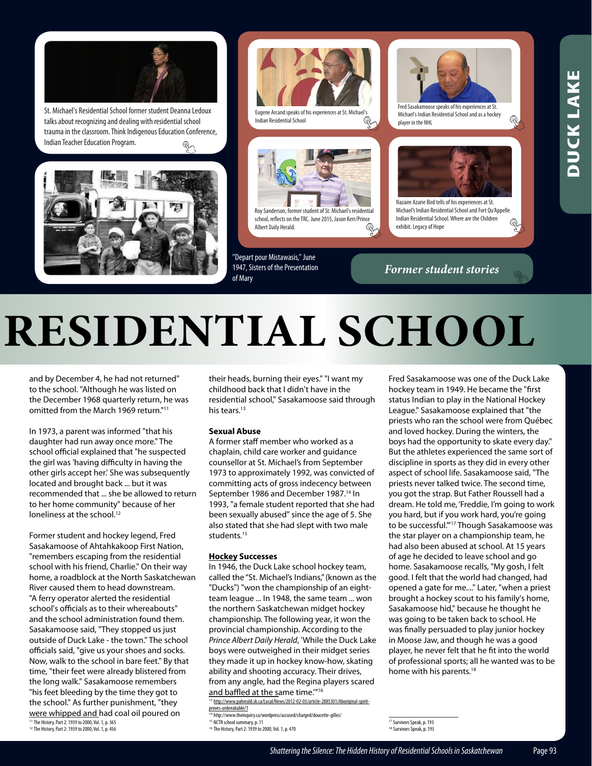St. Michael's Residential School former student Deanna Ledoux talks about recognizing and dealing with residential school trauma in the classroom. Think Indigenous Education Conference, Indian Teacher Education Program.

Eugene Arcand speaks of his experiences at St. Michael's Indian Residential School

Fred Sasakamoose speaks of his experiences at St. Michael's Indian Residential School and as a hockey player in the NHL

Roy Sanderson, former student of St. Michael's residential school, reflects on the TRC. June 2015, Jason Kerr/Prince Albert Daily Herald.

Nazaire Azarie Bird tells of his experiences at St. Michael's Indian Residential School and Fort Qu'Appelle Indian Residential School. Where are the Children exhibit. Legacy of Hope

"Depart pour Mistawasis," June 1947, Sisters of the Presentation of Mary

*Former student stories*

# RESIDENTIAL SCHOOL

and by December 4, he had not returned" to the school. "Although he was listed on the December 1968 quarterly return, he was omitted from the March 1969 return."[11]

In 1973, a parent was informed "that his daughter had run away once more." The school official explained that "he suspected the girl was 'having difficulty in having the other girls accept her.' She was subsequently located and brought back ... but it was recommended that ... she be allowed to return to her home community" because of her loneliness at the school.[12]

Former student and hockey legend, Fred Sasakamoose of Ahtahkakoop First Nation, "remembers escaping from the residential school with his friend, Charlie." On their way home, a roadblock at the North Saskatchewan River caused them to head downstream. "A ferry operator alerted the residential school's officials as to their whereabouts" and the school administration found them. Sasakamoose said, "They stopped us just outside of Duck Lake - the town." The school officials said, "give us your shoes and socks. Now, walk to the school in bare feet." By that time, "their feet were already blistered from the long walk." Sasakamoose remembers "his feet bleeding by the time they got to the school." As further punishment, "they were whipped and had coal oil poured on their heads, burning their eyes." "I want my childhood back that I didn't have in the residential school," Sasakamoose said through his tears.[13]

### Sexual Abuse

A former staff member who worked as a chaplain, child care worker and guidance counsellor at St. Michael's from September 1973 to approximately 1992, was convicted of committing acts of gross indecency between September 1986 and December 1987.[14] In 1993, "a female student reported that she had been sexually abused" since the age of 5. She also stated that she had slept with two male students.[15]

### Hockey Successes

In 1946, the Duck Lake school hockey team, called the "St. Michael's Indians," (known as the "Ducks") "won the championship of an eight-team league ... In 1948, the same team ... won the northern Saskatchewan midget hockey championship. The following year, it won the provincial championship. According to the *Prince Albert Daily Herald*, 'While the Duck Lake boys were outweighed in their midget series they made it up in hockey know-how, skating ability and shooting accuracy. Their drives, from any angle, had the Regina players scared and baffled at the same time.'"[16]

Fred Sasakamoose was one of the Duck Lake hockey team in 1949. He became the "first status Indian to play in the National Hockey League." Sasakamoose explained that "the priests who ran the school were from Québec and loved hockey. During the winters, the boys had the opportunity to skate every day." But the athletes experienced the same sort of discipline in sports as they did in every other aspect of school life. Sasakamoose said, "The priests never talked twice. The second time, you got the strap. But Father Roussell had a dream. He told me, 'Freddie, I'm going to work you hard, but if you work hard, you're going to be successful.'"[17] Though Sasakamoose was the star player on a championship team, he had also been abused at school. At 15 years of age he decided to leave school and go home. Sasakamoose recalls, "My gosh, I felt good. I felt that the world had changed, had opened a gate for me...." Later, "when a priest brought a hockey scout to his family's home, Sasakamoose hid," because he thought he was going to be taken back to school. He was finally persuaded to play junior hockey in Moose Jaw, and though he was a good player, he never felt that he fit into the world of professional sports; all he wanted was to be home with his parents.[18]

---

[11] The History, Part 2: 1939 to 2000, Vol. 1, p. 365
[12] The History, Part 2: 1939 to 2000, Vol. 1, p. 456
[13] http://www.paherald.sk.ca/Local/News/2012-02-03/article-2885301/Aboriginal-spirit-proves-unbreakable/1
[14] http://www.theinquiry.ca/wordpress/accused/charged/doucette-gilles/
[15] NCTR school summary, p. 11
[16] The History, Part 2: 1939 to 2000, Vol. 1, p. 470
[17] Survivors Speak, p. 193
[18] Survivors Speak, p. 193